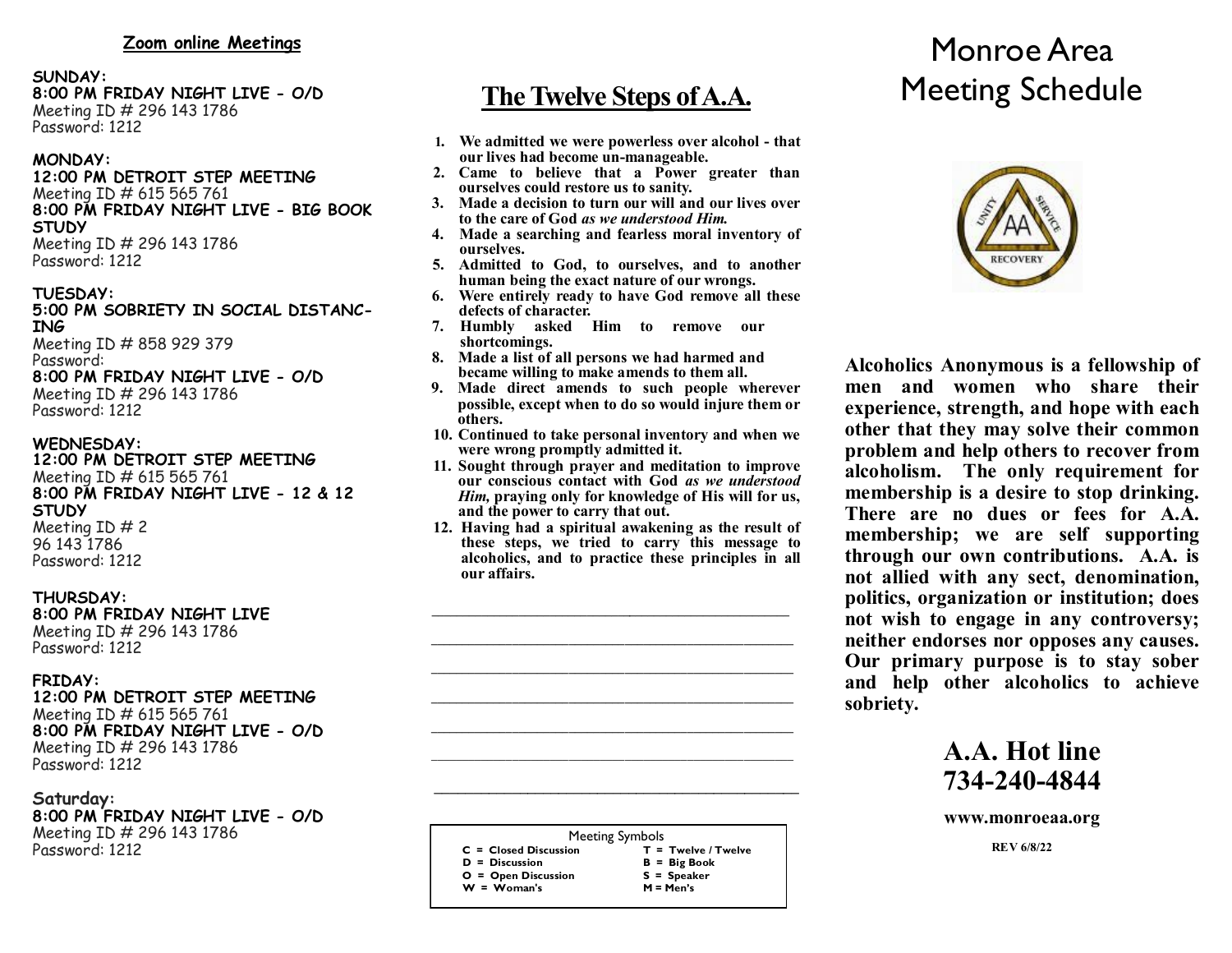## Zoom online Meetings

**SUNDAY:**
**8:00 PM FRIDAY NIGHT LIVE - O/D**
Meeting ID # 296 143 1786
Password: 1212

**MONDAY:**
**12:00 PM DETROIT STEP MEETING**
Meeting ID # 615 565 761
**8:00 PM FRIDAY NIGHT LIVE - BIG BOOK STUDY**
Meeting ID # 296 143 1786
Password: 1212

**TUESDAY:**
**5:00 PM SOBRIETY IN SOCIAL DISTANCING**
Meeting ID # 858 929 379
Password:
**8:00 PM FRIDAY NIGHT LIVE - O/D**
Meeting ID # 296 143 1786
Password: 1212

**WEDNESDAY:**
**12:00 PM DETROIT STEP MEETING**
Meeting ID # 615 565 761
**8:00 PM FRIDAY NIGHT LIVE - 12 & 12 STUDY**
Meeting ID # 2
96 143 1786
Password: 1212

**THURSDAY:**
**8:00 PM FRIDAY NIGHT LIVE**
Meeting ID # 296 143 1786
Password: 1212

**FRIDAY:**
**12:00 PM DETROIT STEP MEETING**
Meeting ID # 615 565 761
**8:00 PM FRIDAY NIGHT LIVE - O/D**
Meeting ID # 296 143 1786
Password: 1212

**Saturday:**
**8:00 PM FRIDAY NIGHT LIVE - O/D**
Meeting ID # 296 143 1786
Password: 1212

## The Twelve Steps of A.A.

1. **We admitted we were powerless over alcohol - that our lives had become un-manageable.**
2. **Came to believe that a Power greater than ourselves could restore us to sanity.**
3. **Made a decision to turn our will and our lives over to the care of God *as we understood Him.***
4. **Made a searching and fearless moral inventory of ourselves.**
5. **Admitted to God, to ourselves, and to another human being the exact nature of our wrongs.**
6. **Were entirely ready to have God remove all these defects of character.**
7. **Humbly asked Him to remove our shortcomings.**
8. **Made a list of all persons we had harmed and became willing to make amends to them all.**
9. **Made direct amends to such people wherever possible, except when to do so would injure them or others.**
10. **Continued to take personal inventory and when we were wrong promptly admitted it.**
11. **Sought through prayer and meditation to improve our conscious contact with God *as we understood Him,* praying only for knowledge of His will for us, and the power to carry that out.**
12. **Having had a spiritual awakening as the result of these steps, we tried to carry this message to alcoholics, and to practice these principles in all our affairs.**

Meeting Symbols

| | |
|---|---|
| C = Closed Discussion | T = Twelve / Twelve |
| D = Discussion | B = Big Book |
| O = Open Discussion | S = Speaker |
| W = Woman's | M = Men's |

# Monroe Area Meeting Schedule

**Alcoholics Anonymous is a fellowship of men and women who share their experience, strength, and hope with each other that they may solve their common problem and help others to recover from alcoholism. The only requirement for membership is a desire to stop drinking. There are no dues or fees for A.A. membership; we are self supporting through our own contributions. A.A. is not allied with any sect, denomination, politics, organization or institution; does not wish to engage in any controversy; neither endorses nor opposes any causes. Our primary purpose is to stay sober and help other alcoholics to achieve sobriety.**

## A.A. Hot line 734-240-4844

**www.monroeaa.org**

**REV 6/8/22**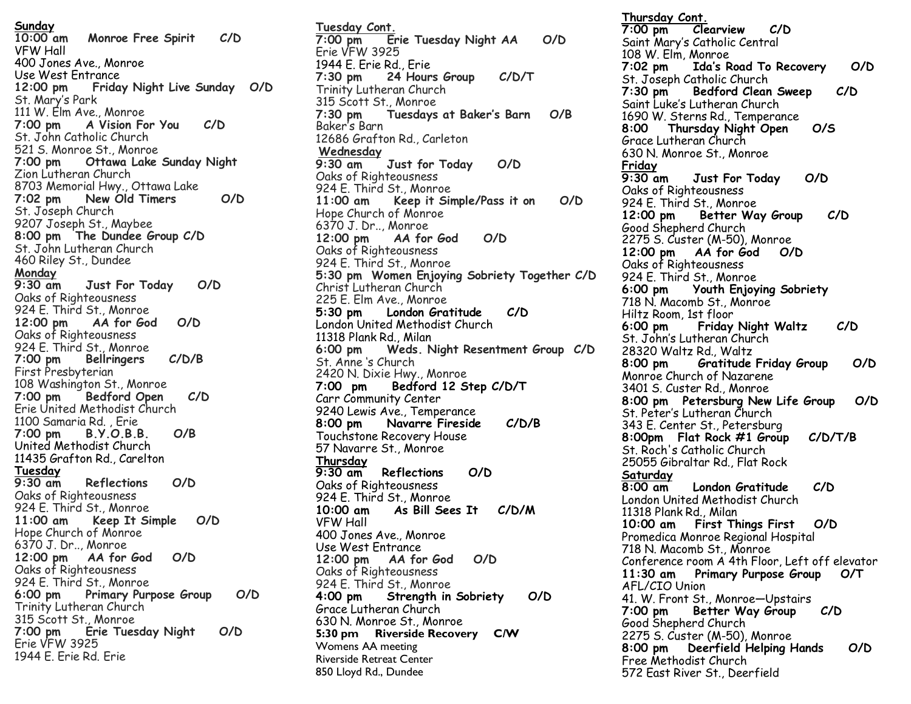## Sunday

**10:00 am Monroe Free Spirit C/D**
VFW Hall
400 Jones Ave., Monroe
Use West Entrance

**12:00 pm Friday Night Live Sunday O/D**
St. Mary's Park
111 W. Elm Ave., Monroe

**7:00 pm A Vision For You C/D**
St. John Catholic Church
521 S. Monroe St., Monroe

**7:00 pm Ottawa Lake Sunday Night**
Zion Lutheran Church
8703 Memorial Hwy., Ottawa Lake

**7:02 pm New Old Timers O/D**
St. Joseph Church
9207 Joseph St., Maybee

**8:00 pm The Dundee Group C/D**
St. John Lutheran Church
460 Riley St., Dundee

## Monday

**9:30 am Just For Today O/D**
Oaks of Righteousness
924 E. Third St., Monroe

**12:00 pm AA for God O/D**
Oaks of Righteousness
924 E. Third St., Monroe

**7:00 pm Bellringers C/D/B**
First Presbyterian
108 Washington St., Monroe

**7:00 pm Bedford Open C/D**
Erie United Methodist Church
1100 Samaria Rd. , Erie

**7:00 pm B.Y.O.B.B. O/B**
United Methodist Church
11435 Grafton Rd., Carelton

## Tuesday

**9:30 am Reflections O/D**
Oaks of Righteousness
924 E. Third St., Monroe

**11:00 am Keep It Simple O/D**
Hope Church of Monroe
6370 J. Dr.., Monroe

**12:00 pm AA for God O/D**
Oaks of Righteousness
924 E. Third St., Monroe

**6:00 pm Primary Purpose Group O/D**
Trinity Lutheran Church
315 Scott St., Monroe

**7:00 pm Erie Tuesday Night O/D**
Erie VFW 3925
1944 E. Erie Rd. Erie

## Tuesday Cont.

**7:00 pm Erie Tuesday Night AA O/D**
Erie VFW 3925
1944 E. Erie Rd., Erie

**7:30 pm 24 Hours Group C/D/T**
Trinity Lutheran Church
315 Scott St., Monroe

**7:30 pm Tuesdays at Baker's Barn O/B**
Baker's Barn
12686 Grafton Rd., Carleton

## Wednesday

**9:30 am Just for Today O/D**
Oaks of Righteousness
924 E. Third St., Monroe

**11:00 am Keep it Simple/Pass it on O/D**
Hope Church of Monroe
6370 J. Dr.., Monroe

**12:00 pm AA for God O/D**
Oaks of Righteousness
924 E. Third St., Monroe

**5:30 pm Women Enjoying Sobriety Together C/D**
Christ Lutheran Church
225 E. Elm Ave., Monroe

**5:30 pm London Gratitude C/D**
London United Methodist Church
11318 Plank Rd., Milan

**6:00 pm Weds. Night Resentment Group C/D**
St. Anne 's Church
2420 N. Dixie Hwy., Monroe

**7:00 pm Bedford 12 Step C/D/T**
Carr Community Center
9240 Lewis Ave., Temperance

**8:00 pm Navarre Fireside C/D/B**
Touchstone Recovery House
57 Navarre St., Monroe

## Thursday

**9:30 am Reflections O/D**
Oaks of Righteousness
924 E. Third St., Monroe

**10:00 am As Bill Sees It C/D/M**
VFW Hall
400 Jones Ave., Monroe
Use West Entrance

**12:00 pm AA for God O/D**
Oaks of Righteousness
924 E. Third St., Monroe

**4:00 pm Strength in Sobriety O/D**
Grace Lutheran Church
630 N. Monroe St., Monroe

**5:30 pm Riverside Recovery C/W**
Womens AA meeting
Riverside Retreat Center
850 Lloyd Rd., Dundee

## Thursday Cont.

**7:00 pm Clearview C/D**
Saint Mary's Catholic Central
108 W. Elm, Monroe

**7:02 pm Ida's Road To Recovery O/D**
St. Joseph Catholic Church

**7:30 pm Bedford Clean Sweep C/D**
Saint Luke's Lutheran Church
1690 W. Sterns Rd., Temperance

**8:00 Thursday Night Open O/S**
Grace Lutheran Church
630 N. Monroe St., Monroe

## Friday

**9:30 am Just For Today O/D**
Oaks of Righteousness
924 E. Third St., Monroe

**12:00 pm Better Way Group C/D**
Good Shepherd Church
2275 S. Custer (M-50), Monroe

**12:00 pm AA for God O/D**
Oaks of Righteousness
924 E. Third St., Monroe

**6:00 pm Youth Enjoying Sobriety**
718 N. Macomb St., Monroe
Hiltz Room, 1st floor

**6:00 pm Friday Night Waltz C/D**
St. John's Lutheran Church
28320 Waltz Rd., Waltz

**8:00 pm Gratitude Friday Group O/D**
Monroe Church of Nazarene
3401 S. Custer Rd., Monroe

**8:00 pm Petersburg New Life Group O/D**
St. Peter's Lutheran Church
343 E. Center St., Petersburg

**8:00pm Flat Rock #1 Group C/D/T/B**
St. Roch's Catholic Church
25055 Gibraltar Rd., Flat Rock

## Saturday

**8:00 am London Gratitude C/D**
London United Methodist Church
11318 Plank Rd., Milan

**10:00 am First Things First O/D**
Promedica Monroe Regional Hospital
718 N. Macomb St., Monroe
Conference room A 4th Floor, Left off elevator

**11:30 am Primary Purpose Group O/T**
AFL/CIO Union
41. W. Front St., Monroe—Upstairs

**7:00 pm Better Way Group C/D**
Good Shepherd Church
2275 S. Custer (M-50), Monroe

**8:00 pm Deerfield Helping Hands O/D**
Free Methodist Church
572 East River St., Deerfield